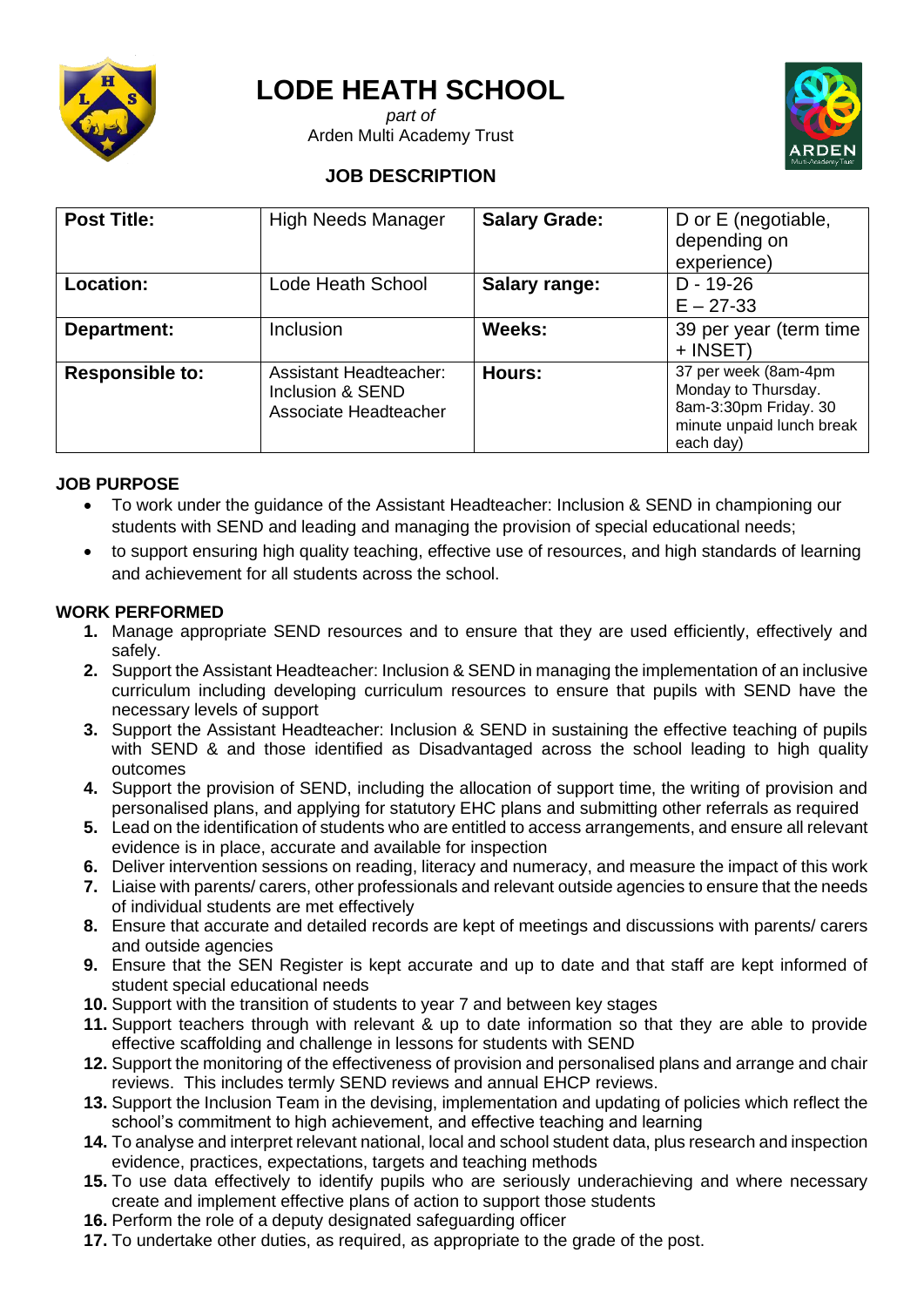# LODE HEATH SCHOOL

*part of*
Arden Multi Academy Trust

## JOB DESCRIPTION

| **Post Title:** | High Needs Manager | **Salary Grade:** | D or E (negotiable, depending on experience) |
|---|---|---|---|
| **Location:** | Lode Heath School | **Salary range:** | D - 19-26<br>E – 27-33 |
| **Department:** | Inclusion | **Weeks:** | 39 per year (term time + INSET) |
| **Responsible to:** | Assistant Headteacher: Inclusion & SEND<br>Associate Headteacher | **Hours:** | 37 per week (8am-4pm Monday to Thursday. 8am-3:30pm Friday. 30 minute unpaid lunch break each day) |

**JOB PURPOSE**

- To work under the guidance of the Assistant Headteacher: Inclusion & SEND in championing our students with SEND and leading and managing the provision of special educational needs;
- to support ensuring high quality teaching, effective use of resources, and high standards of learning and achievement for all students across the school.

**WORK PERFORMED**

1. Manage appropriate SEND resources and to ensure that they are used efficiently, effectively and safely.
2. Support the Assistant Headteacher: Inclusion & SEND in managing the implementation of an inclusive curriculum including developing curriculum resources to ensure that pupils with SEND have the necessary levels of support
3. Support the Assistant Headteacher: Inclusion & SEND in sustaining the effective teaching of pupils with SEND & and those identified as Disadvantaged across the school leading to high quality outcomes
4. Support the provision of SEND, including the allocation of support time, the writing of provision and personalised plans, and applying for statutory EHC plans and submitting other referrals as required
5. Lead on the identification of students who are entitled to access arrangements, and ensure all relevant evidence is in place, accurate and available for inspection
6. Deliver intervention sessions on reading, literacy and numeracy, and measure the impact of this work
7. Liaise with parents/ carers, other professionals and relevant outside agencies to ensure that the needs of individual students are met effectively
8. Ensure that accurate and detailed records are kept of meetings and discussions with parents/ carers and outside agencies
9. Ensure that the SEN Register is kept accurate and up to date and that staff are kept informed of student special educational needs
10. Support with the transition of students to year 7 and between key stages
11. Support teachers through with relevant & up to date information so that they are able to provide effective scaffolding and challenge in lessons for students with SEND
12. Support the monitoring of the effectiveness of provision and personalised plans and arrange and chair reviews. This includes termly SEND reviews and annual EHCP reviews.
13. Support the Inclusion Team in the devising, implementation and updating of policies which reflect the school's commitment to high achievement, and effective teaching and learning
14. To analyse and interpret relevant national, local and school student data, plus research and inspection evidence, practices, expectations, targets and teaching methods
15. To use data effectively to identify pupils who are seriously underachieving and where necessary create and implement effective plans of action to support those students
16. Perform the role of a deputy designated safeguarding officer
17. To undertake other duties, as required, as appropriate to the grade of the post.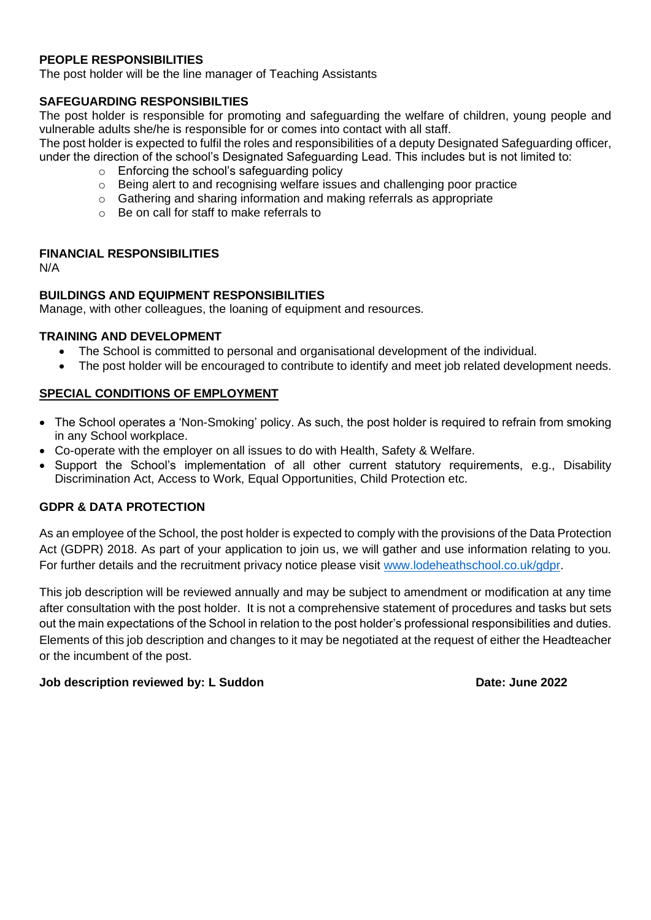**PEOPLE RESPONSIBILITIES**

The post holder will be the line manager of Teaching Assistants

**SAFEGUARDING RESPONSIBILTIES**

The post holder is responsible for promoting and safeguarding the welfare of children, young people and vulnerable adults she/he is responsible for or comes into contact with all staff.

The post holder is expected to fulfil the roles and responsibilities of a deputy Designated Safeguarding officer, under the direction of the school's Designated Safeguarding Lead. This includes but is not limited to:

- Enforcing the school's safeguarding policy
- Being alert to and recognising welfare issues and challenging poor practice
- Gathering and sharing information and making referrals as appropriate
- Be on call for staff to make referrals to

**FINANCIAL RESPONSIBILITIES**

N/A

**BUILDINGS AND EQUIPMENT RESPONSIBILITIES**

Manage, with other colleagues, the loaning of equipment and resources.

**TRAINING AND DEVELOPMENT**

- The School is committed to personal and organisational development of the individual.
- The post holder will be encouraged to contribute to identify and meet job related development needs.

**SPECIAL CONDITIONS OF EMPLOYMENT**

- The School operates a 'Non-Smoking' policy. As such, the post holder is required to refrain from smoking in any School workplace.
- Co-operate with the employer on all issues to do with Health, Safety & Welfare.
- Support the School's implementation of all other current statutory requirements, e.g., Disability Discrimination Act, Access to Work, Equal Opportunities, Child Protection etc.

**GDPR & DATA PROTECTION**

As an employee of the School, the post holder is expected to comply with the provisions of the Data Protection Act (GDPR) 2018. As part of your application to join us, we will gather and use information relating to you. For further details and the recruitment privacy notice please visit www.lodeheathschool.co.uk/gdpr.

This job description will be reviewed annually and may be subject to amendment or modification at any time after consultation with the post holder. It is not a comprehensive statement of procedures and tasks but sets out the main expectations of the School in relation to the post holder's professional responsibilities and duties. Elements of this job description and changes to it may be negotiated at the request of either the Headteacher or the incumbent of the post.

**Job description reviewed by: L Suddon** **Date: June 2022**